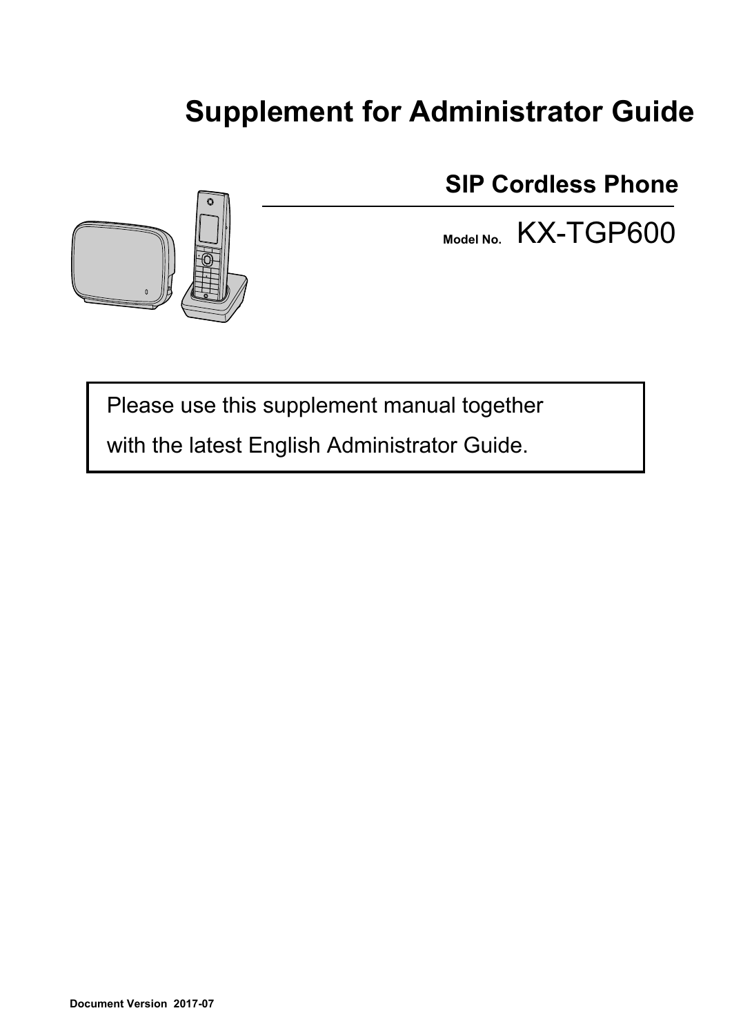# Supplement for Administrator Guide

## SIP Cordless Phone

Model No. KX-TGP600

Please use this supplement manual together with the latest English Administrator Guide.

Document Version 2017-07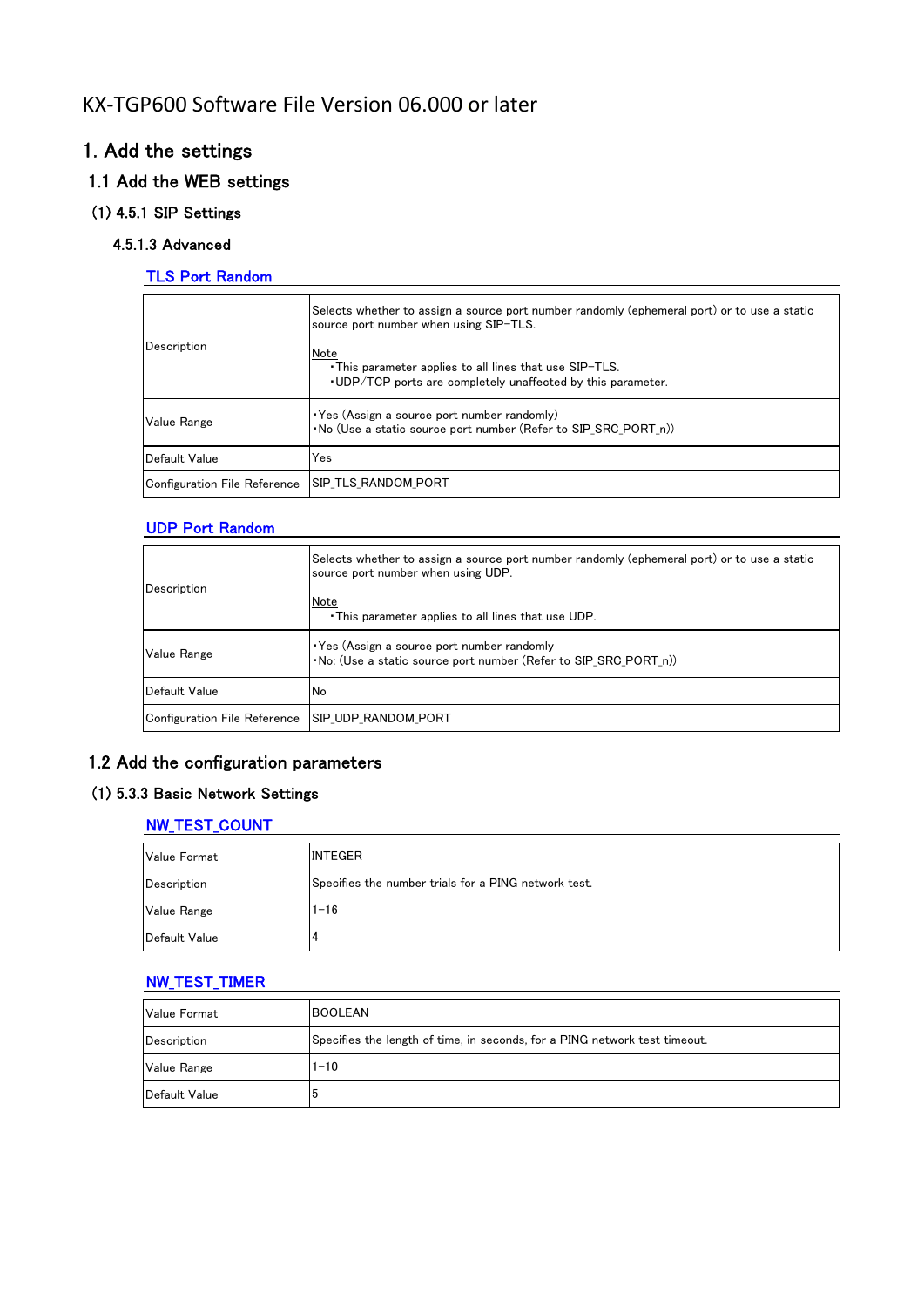# KX-TGP600 Software File Version 06.000 or later

## 1. Add the settings

### 1.1 Add the WEB settings

#### (1) 4.5.1 SIP Settings

##### 4.5.1.3 Advanced

**TLS Port Random**

| | |
|---|---|
| Description | Selects whether to assign a source port number randomly (ephemeral port) or to use a static source port number when using SIP-TLS.<br><br>Note<br>・This parameter applies to all lines that use SIP-TLS.<br>・UDP/TCP ports are completely unaffected by this parameter. |
| Value Range | ・Yes (Assign a source port number randomly)<br>・No (Use a static source port number (Refer to SIP_SRC_PORT_n)) |
| Default Value | Yes |
| Configuration File Reference | SIP_TLS_RANDOM_PORT |

**UDP Port Random**

| | |
|---|---|
| Description | Selects whether to assign a source port number randomly (ephemeral port) or to use a static source port number when using UDP.<br><br>Note<br>・This parameter applies to all lines that use UDP. |
| Value Range | ・Yes (Assign a source port number randomly<br>・No: (Use a static source port number (Refer to SIP_SRC_PORT_n)) |
| Default Value | No |
| Configuration File Reference | SIP_UDP_RANDOM_PORT |

### 1.2 Add the configuration parameters

#### (1) 5.3.3 Basic Network Settings

**NW_TEST_COUNT**

| | |
|---|---|
| Value Format | INTEGER |
| Description | Specifies the number trials for a PING network test. |
| Value Range | 1–16 |
| Default Value | 4 |

**NW_TEST_TIMER**

| | |
|---|---|
| Value Format | BOOLEAN |
| Description | Specifies the length of time, in seconds, for a PING network test timeout. |
| Value Range | 1–10 |
| Default Value | 5 |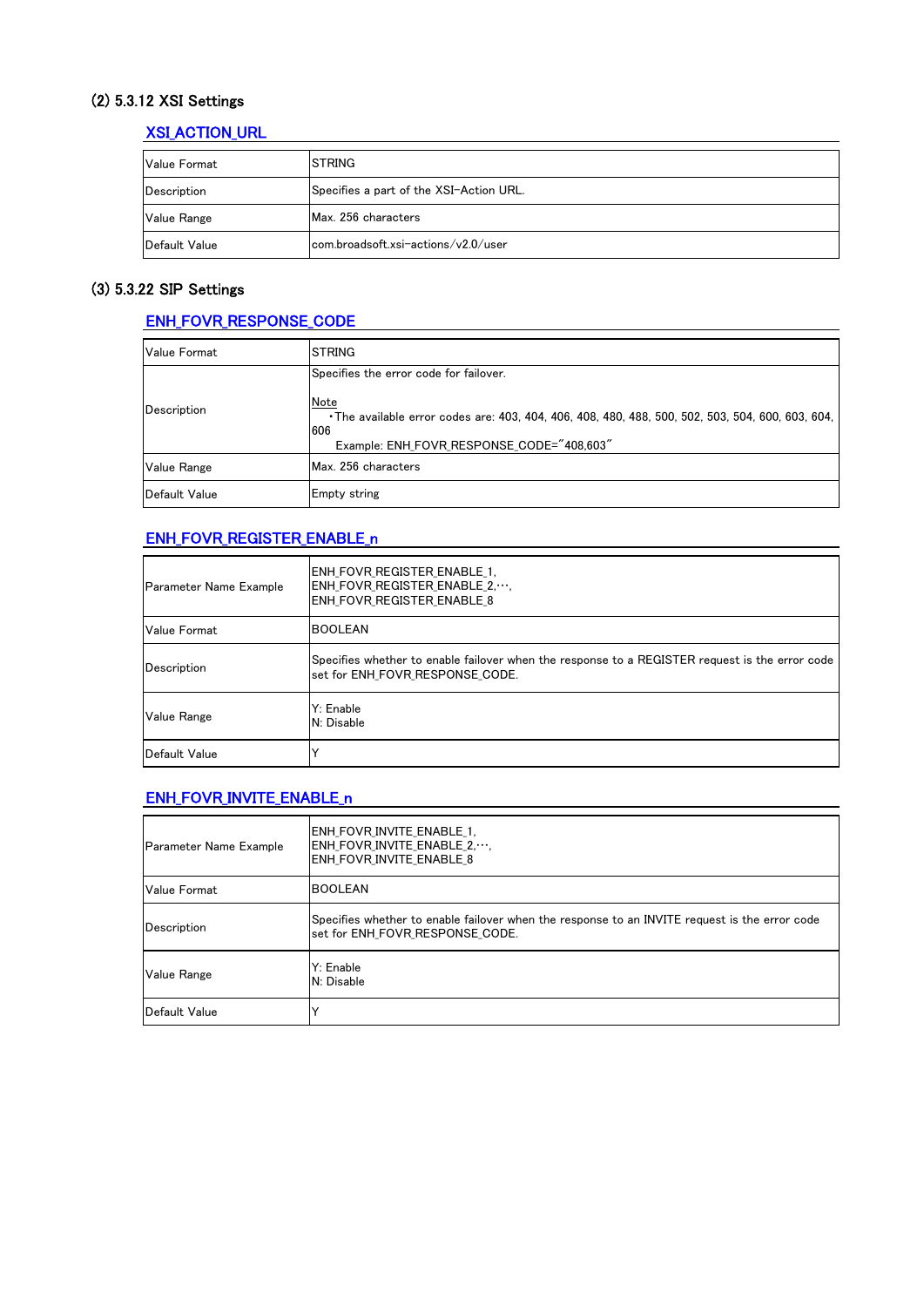### (2) 5.3.12 XSI Settings

#### XSI_ACTION_URL

| Value Format | STRING |
|---|---|
| Description | Specifies a part of the XSI-Action URL. |
| Value Range | Max. 256 characters |
| Default Value | com.broadsoft.xsi-actions/v2.0/user |

### (3) 5.3.22 SIP Settings

#### ENH_FOVR_RESPONSE_CODE

| Value Format | STRING |
|---|---|
| Description | Specifies the error code for failover.<br><br>Note<br>・The available error codes are: 403, 404, 406, 408, 480, 488, 500, 502, 503, 504, 600, 603, 604, 606<br>Example: ENH_FOVR_RESPONSE_CODE="408,603" |
| Value Range | Max. 256 characters |
| Default Value | Empty string |

#### ENH_FOVR_REGISTER_ENABLE_n

| Parameter Name Example | ENH_FOVR_REGISTER_ENABLE_1,<br>ENH_FOVR_REGISTER_ENABLE_2,…,<br>ENH_FOVR_REGISTER_ENABLE_8 |
|---|---|
| Value Format | BOOLEAN |
| Description | Specifies whether to enable failover when the response to a REGISTER request is the error code set for ENH_FOVR_RESPONSE_CODE. |
| Value Range | Y: Enable<br>N: Disable |
| Default Value | Y |

#### ENH_FOVR_INVITE_ENABLE_n

| Parameter Name Example | ENH_FOVR_INVITE_ENABLE_1,<br>ENH_FOVR_INVITE_ENABLE_2,…,<br>ENH_FOVR_INVITE_ENABLE_8 |
|---|---|
| Value Format | BOOLEAN |
| Description | Specifies whether to enable failover when the response to an INVITE request is the error code set for ENH_FOVR_RESPONSE_CODE. |
| Value Range | Y: Enable<br>N: Disable |
| Default Value | Y |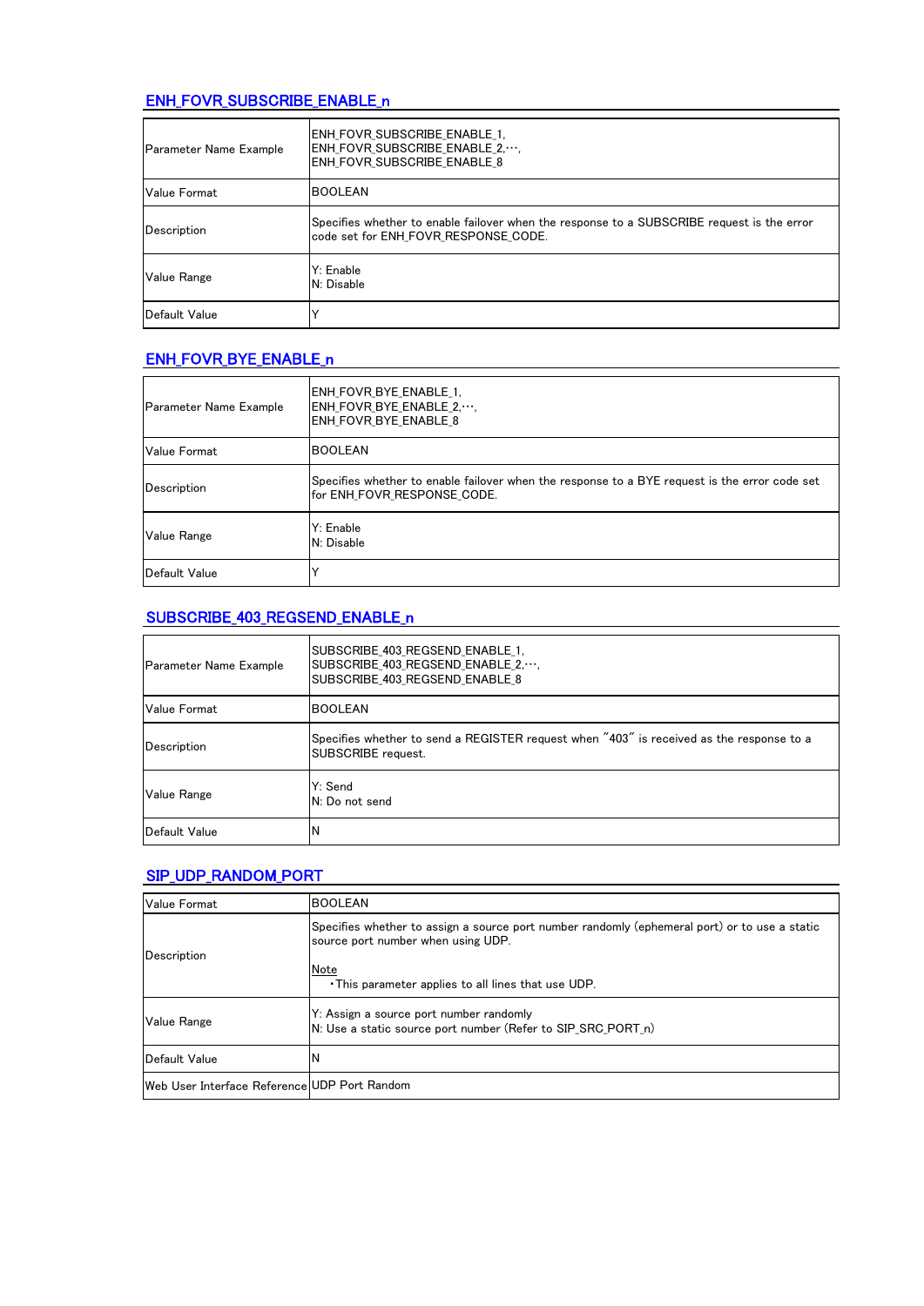## ENH_FOVR_SUBSCRIBE_ENABLE_n

| | |
|---|---|
| Parameter Name Example | ENH_FOVR_SUBSCRIBE_ENABLE_1, ENH_FOVR_SUBSCRIBE_ENABLE_2,…, ENH_FOVR_SUBSCRIBE_ENABLE_8 |
| Value Format | BOOLEAN |
| Description | Specifies whether to enable failover when the response to a SUBSCRIBE request is the error code set for ENH_FOVR_RESPONSE_CODE. |
| Value Range | Y: Enable<br>N: Disable |
| Default Value | Y |

## ENH_FOVR_BYE_ENABLE_n

| | |
|---|---|
| Parameter Name Example | ENH_FOVR_BYE_ENABLE_1, ENH_FOVR_BYE_ENABLE_2,…, ENH_FOVR_BYE_ENABLE_8 |
| Value Format | BOOLEAN |
| Description | Specifies whether to enable failover when the response to a BYE request is the error code set for ENH_FOVR_RESPONSE_CODE. |
| Value Range | Y: Enable<br>N: Disable |
| Default Value | Y |

## SUBSCRIBE_403_REGSEND_ENABLE_n

| | |
|---|---|
| Parameter Name Example | SUBSCRIBE_403_REGSEND_ENABLE_1, SUBSCRIBE_403_REGSEND_ENABLE_2,…, SUBSCRIBE_403_REGSEND_ENABLE_8 |
| Value Format | BOOLEAN |
| Description | Specifies whether to send a REGISTER request when "403" is received as the response to a SUBSCRIBE request. |
| Value Range | Y: Send<br>N: Do not send |
| Default Value | N |

## SIP_UDP_RANDOM_PORT

| | |
|---|---|
| Value Format | BOOLEAN |
| Description | Specifies whether to assign a source port number randomly (ephemeral port) or to use a static source port number when using UDP.<br><br>Note<br>・This parameter applies to all lines that use UDP. |
| Value Range | Y: Assign a source port number randomly<br>N: Use a static source port number (Refer to SIP_SRC_PORT_n) |
| Default Value | N |
| Web User Interface Reference | UDP Port Random |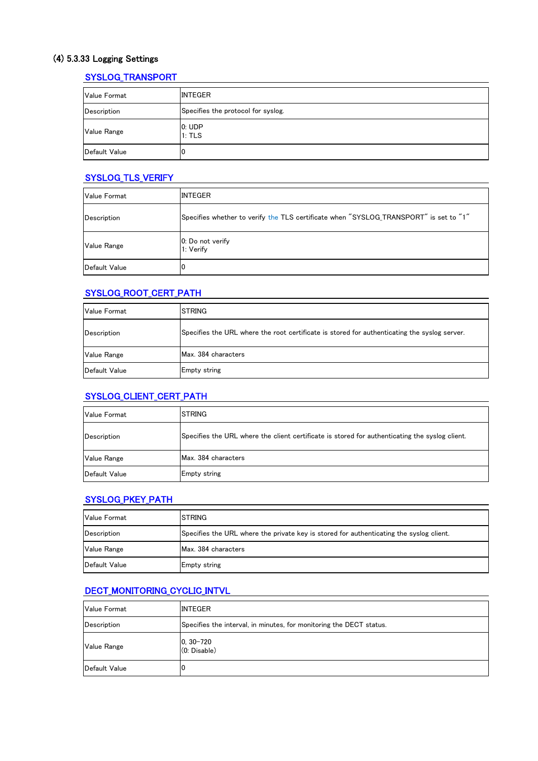## (4) 5.3.33 Logging Settings

### SYSLOG_TRANSPORT

| | |
|---|---|
| Value Format | INTEGER |
| Description | Specifies the protocol for syslog. |
| Value Range | 0: UDP<br>1: TLS |
| Default Value | 0 |

### SYSLOG_TLS_VERIFY

| | |
|---|---|
| Value Format | INTEGER |
| Description | Specifies whether to verify the TLS certificate when "SYSLOG_TRANSPORT" is set to "1" |
| Value Range | 0: Do not verify<br>1: Verify |
| Default Value | 0 |

### SYSLOG_ROOT_CERT_PATH

| | |
|---|---|
| Value Format | STRING |
| Description | Specifies the URL where the root certificate is stored for authenticating the syslog server. |
| Value Range | Max. 384 characters |
| Default Value | Empty string |

### SYSLOG_CLIENT_CERT_PATH

| | |
|---|---|
| Value Format | STRING |
| Description | Specifies the URL where the client certificate is stored for authenticating the syslog client. |
| Value Range | Max. 384 characters |
| Default Value | Empty string |

### SYSLOG_PKEY_PATH

| | |
|---|---|
| Value Format | STRING |
| Description | Specifies the URL where the private key is stored for authenticating the syslog client. |
| Value Range | Max. 384 characters |
| Default Value | Empty string |

### DECT_MONITORING_CYCLIC_INTVL

| | |
|---|---|
| Value Format | INTEGER |
| Description | Specifies the interval, in minutes, for monitoring the DECT status. |
| Value Range | 0, 30–720<br>(0: Disable) |
| Default Value | 0 |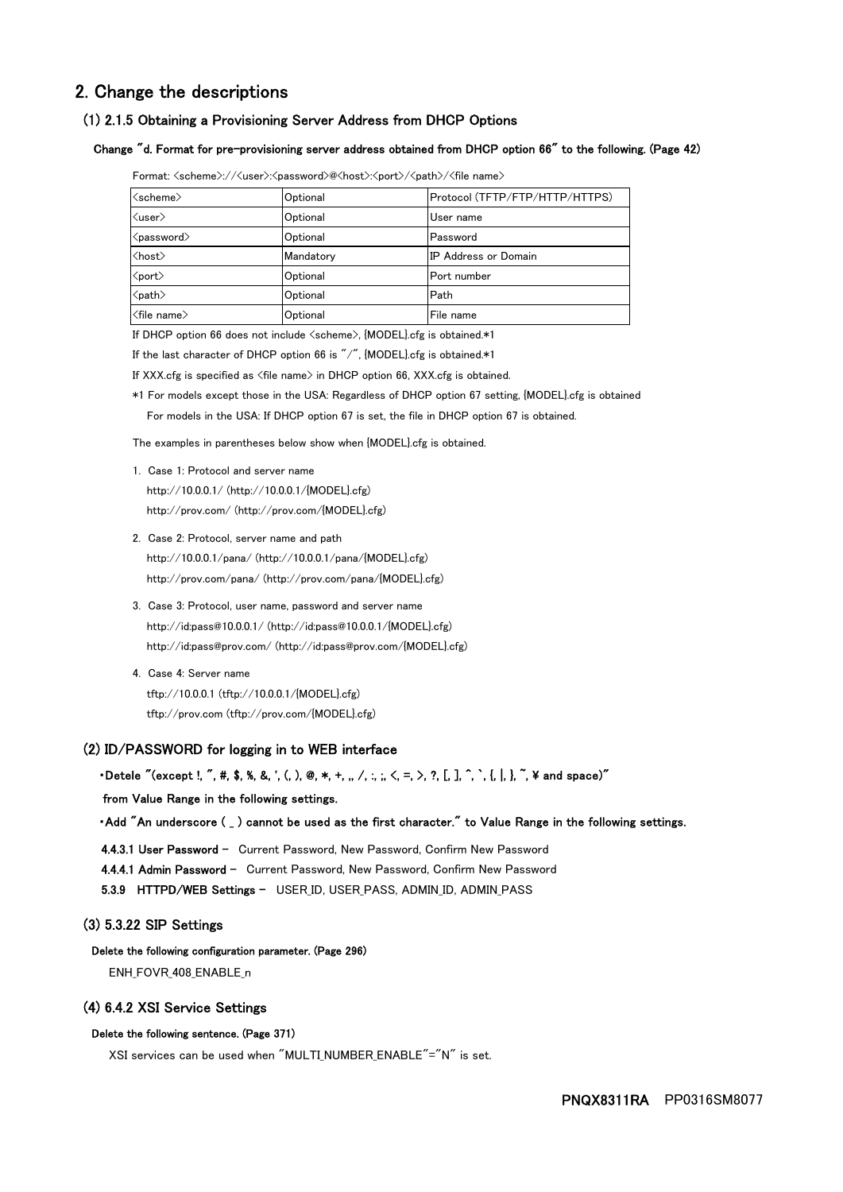## 2. Change the descriptions

### (1) 2.1.5 Obtaining a Provisioning Server Address from DHCP Options

**Change "d. Format for pre-provisioning server address obtained from DHCP option 66" to the following. (Page 42)**

Format: <scheme>://<user>:<password>@<host>:<port>/<path>/<file name>

| | | |
|---|---|---|
| <scheme> | Optional | Protocol (TFTP/FTP/HTTP/HTTPS) |
| <user> | Optional | User name |
| <password> | Optional | Password |
| <host> | Mandatory | IP Address or Domain |
| <port> | Optional | Port number |
| <path> | Optional | Path |
| <file name> | Optional | File name |

If DHCP option 66 does not include <scheme>, {MODEL}.cfg is obtained.*1

If the last character of DHCP option 66 is "/", {MODEL}.cfg is obtained.*1

If XXX.cfg is specified as <file name> in DHCP option 66, XXX.cfg is obtained.

*1 For models except those in the USA: Regardless of DHCP option 67 setting, {MODEL}.cfg is obtained
For models in the USA: If DHCP option 67 is set, the file in DHCP option 67 is obtained.

The examples in parentheses below show when {MODEL}.cfg is obtained.

1. Case 1: Protocol and server name
   http://10.0.0.1/ (http://10.0.0.1/{MODEL}.cfg)
   http://prov.com/ (http://prov.com/{MODEL}.cfg)
2. Case 2: Protocol, server name and path
   http://10.0.0.1/pana/ (http://10.0.0.1/pana/{MODEL}.cfg)
   http://prov.com/pana/ (http://prov.com/pana/{MODEL}.cfg)
3. Case 3: Protocol, user name, password and server name
   http://id:pass@10.0.0.1/ (http://id:pass@10.0.0.1/{MODEL}.cfg)
   http://id:pass@prov.com/ (http://id:pass@prov.com/{MODEL}.cfg)
4. Case 4: Server name
   tftp://10.0.0.1 (tftp://10.0.0.1/{MODEL}.cfg)
   tftp://prov.com (tftp://prov.com/{MODEL}.cfg)

### (2) ID/PASSWORD for logging in to WEB interface

**・Detele "(except !, ", #, $, %, &, ', (, ), @, *, +, ,, /, :, ;, <, =, >, ?, [, ], ^, `, {, |, }, ~, ¥ and space)" from Value Range in the following settings.**

**・Add "An underscore ( _ ) cannot be used as the first character." to Value Range in the following settings.**

**4.4.3.1 User Password –** Current Password, New Password, Confirm New Password

**4.4.4.1 Admin Password –** Current Password, New Password, Confirm New Password

**5.3.9 HTTPD/WEB Settings –** USER_ID, USER_PASS, ADMIN_ID, ADMIN_PASS

### (3) 5.3.22 SIP Settings

**Delete the following configuration parameter. (Page 296)**

ENH_FOVR_408_ENABLE_n

### (4) 6.4.2 XSI Service Settings

**Delete the following sentence. (Page 371)**

XSI services can be used when "MULTI_NUMBER_ENABLE"="N" is set.

**PNQX8311RA** PP0316SM8077